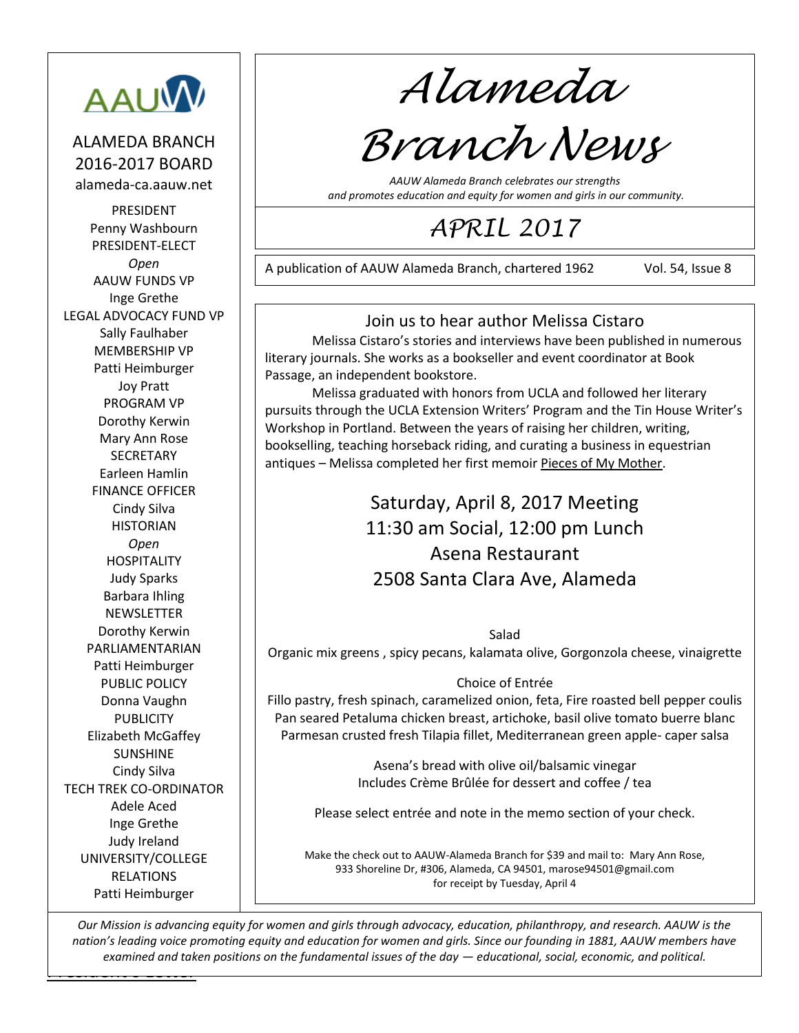# Alameda Branch News

*AAUW Alameda Branch celebrates our strengths and promotes education and equity for women and girls in our community.*

## APRIL 2017

A publication of AAUW Alameda Branch, chartered 1962 — Vol. 54, Issue 8

### Join us to hear author Melissa Cistaro

Melissa Cistaro's stories and interviews have been published in numerous literary journals. She works as a bookseller and event coordinator at Book Passage, an independent bookstore.

Melissa graduated with honors from UCLA and followed her literary pursuits through the UCLA Extension Writers' Program and the Tin House Writer's Workshop in Portland. Between the years of raising her children, writing, bookselling, teaching horseback riding, and curating a business in equestrian antiques – Melissa completed her first memoir Pieces of My Mother.

**Saturday, April 8, 2017 Meeting**
**11:30 am Social, 12:00 pm Lunch**
**Asena Restaurant**
**2508 Santa Clara Ave, Alameda**

Salad
Organic mix greens , spicy pecans, kalamata olive, Gorgonzola cheese, vinaigrette

Choice of Entrée
Fillo pastry, fresh spinach, caramelized onion, feta, Fire roasted bell pepper coulis
Pan seared Petaluma chicken breast, artichoke, basil olive tomato buerre blanc
Parmesan crusted fresh Tilapia fillet, Mediterranean green apple- caper salsa

Asena's bread with olive oil/balsamic vinegar
Includes Crème Brûlée for dessert and coffee / tea

Please select entrée and note in the memo section of your check.

Make the check out to AAUW-Alameda Branch for $39 and mail to: Mary Ann Rose, 933 Shoreline Dr, #306, Alameda, CA 94501, marose94501@gmail.com for receipt by Tuesday, April 4

---

**ALAMEDA BRANCH 2016-2017 BOARD**
alameda-ca.aauw.net

PRESIDENT
Penny Washbourn
PRESIDENT-ELECT
*Open*
AAUW FUNDS VP
Inge Grethe
LEGAL ADVOCACY FUND VP
Sally Faulhaber
MEMBERSHIP VP
Patti Heimburger
Joy Pratt
PROGRAM VP
Dorothy Kerwin
Mary Ann Rose
SECRETARY
Earleen Hamlin
FINANCE OFFICER
Cindy Silva
HISTORIAN
*Open*
HOSPITALITY
Judy Sparks
Barbara Ihling
NEWSLETTER
Dorothy Kerwin
PARLIAMENTARIAN
Patti Heimburger
PUBLIC POLICY
Donna Vaughn
PUBLICITY
Elizabeth McGaffey
SUNSHINE
Cindy Silva
TECH TREK CO-ORDINATOR
Adele Aced
Inge Grethe
Judy Ireland
UNIVERSITY/COLLEGE RELATIONS
Patti Heimburger

---

*Our Mission is advancing equity for women and girls through advocacy, education, philanthropy, and research. AAUW is the nation's leading voice promoting equity and education for women and girls. Since our founding in 1881, AAUW members have examined and taken positions on the fundamental issues of the day — educational, social, economic, and political.*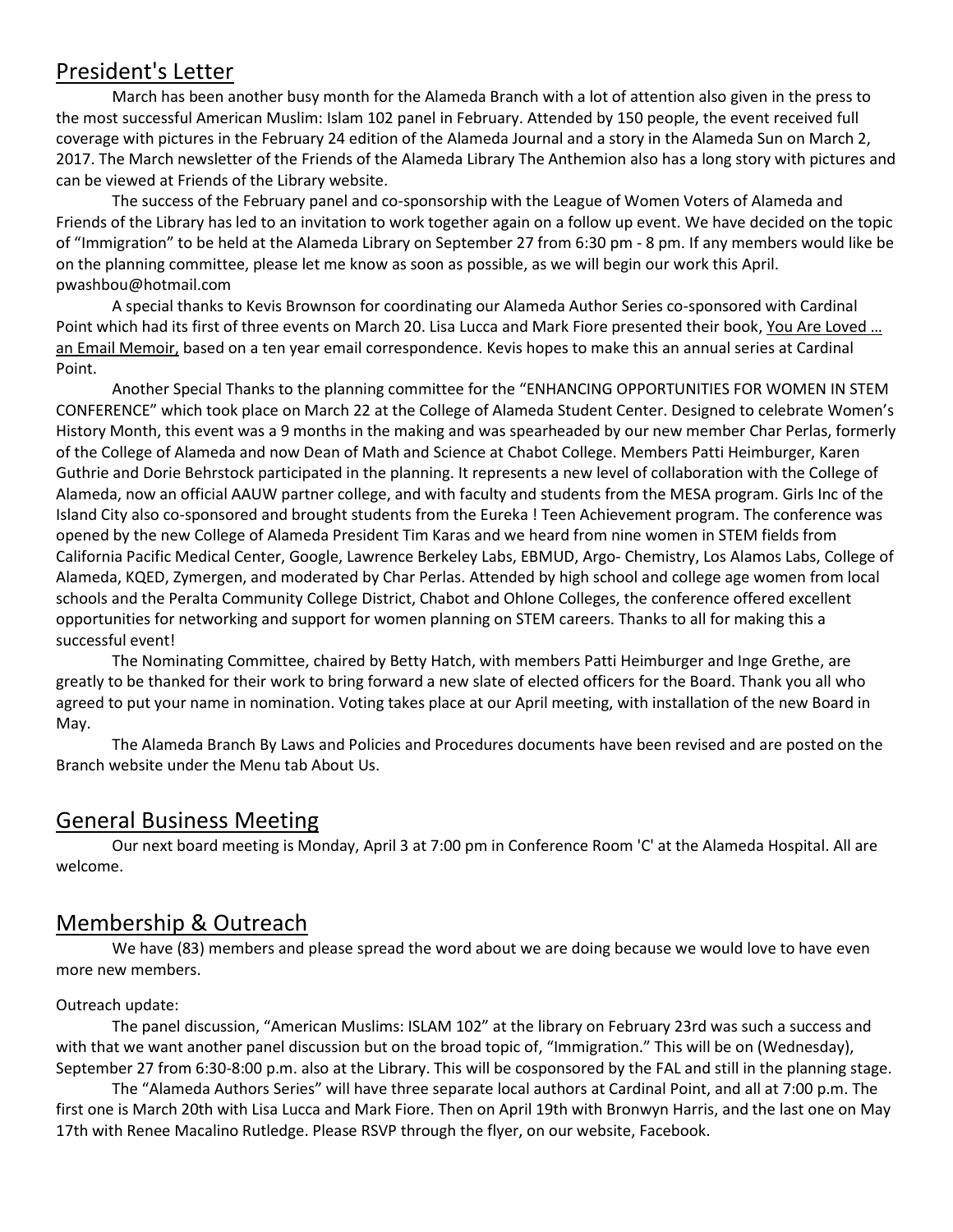## President's Letter

March has been another busy month for the Alameda Branch with a lot of attention also given in the press to the most successful American Muslim: Islam 102 panel in February. Attended by 150 people, the event received full coverage with pictures in the February 24 edition of the Alameda Journal and a story in the Alameda Sun on March 2, 2017. The March newsletter of the Friends of the Alameda Library The Anthemion also has a long story with pictures and can be viewed at Friends of the Library website.

The success of the February panel and co-sponsorship with the League of Women Voters of Alameda and Friends of the Library has led to an invitation to work together again on a follow up event. We have decided on the topic of "Immigration" to be held at the Alameda Library on September 27 from 6:30 pm - 8 pm. If any members would like be on the planning committee, please let me know as soon as possible, as we will begin our work this April. pwashbou@hotmail.com

A special thanks to Kevis Brownson for coordinating our Alameda Author Series co-sponsored with Cardinal Point which had its first of three events on March 20. Lisa Lucca and Mark Fiore presented their book, You Are Loved … an Email Memoir, based on a ten year email correspondence. Kevis hopes to make this an annual series at Cardinal Point.

Another Special Thanks to the planning committee for the "ENHANCING OPPORTUNITIES FOR WOMEN IN STEM CONFERENCE" which took place on March 22 at the College of Alameda Student Center. Designed to celebrate Women's History Month, this event was a 9 months in the making and was spearheaded by our new member Char Perlas, formerly of the College of Alameda and now Dean of Math and Science at Chabot College. Members Patti Heimburger, Karen Guthrie and Dorie Behrstock participated in the planning. It represents a new level of collaboration with the College of Alameda, now an official AAUW partner college, and with faculty and students from the MESA program. Girls Inc of the Island City also co-sponsored and brought students from the Eureka ! Teen Achievement program. The conference was opened by the new College of Alameda President Tim Karas and we heard from nine women in STEM fields from California Pacific Medical Center, Google, Lawrence Berkeley Labs, EBMUD, Argo- Chemistry, Los Alamos Labs, College of Alameda, KQED, Zymergen, and moderated by Char Perlas. Attended by high school and college age women from local schools and the Peralta Community College District, Chabot and Ohlone Colleges, the conference offered excellent opportunities for networking and support for women planning on STEM careers. Thanks to all for making this a successful event!

The Nominating Committee, chaired by Betty Hatch, with members Patti Heimburger and Inge Grethe, are greatly to be thanked for their work to bring forward a new slate of elected officers for the Board. Thank you all who agreed to put your name in nomination. Voting takes place at our April meeting, with installation of the new Board in May.

The Alameda Branch By Laws and Policies and Procedures documents have been revised and are posted on the Branch website under the Menu tab About Us.

## General Business Meeting

Our next board meeting is Monday, April 3 at 7:00 pm in Conference Room 'C' at the Alameda Hospital. All are welcome.

## Membership & Outreach

We have (83) members and please spread the word about we are doing because we would love to have even more new members.

Outreach update:

The panel discussion, "American Muslims: ISLAM 102" at the library on February 23rd was such a success and with that we want another panel discussion but on the broad topic of, "Immigration." This will be on (Wednesday), September 27 from 6:30-8:00 p.m. also at the Library. This will be cosponsored by the FAL and still in the planning stage.

The "Alameda Authors Series" will have three separate local authors at Cardinal Point, and all at 7:00 p.m. The first one is March 20th with Lisa Lucca and Mark Fiore. Then on April 19th with Bronwyn Harris, and the last one on May 17th with Renee Macalino Rutledge. Please RSVP through the flyer, on our website, Facebook.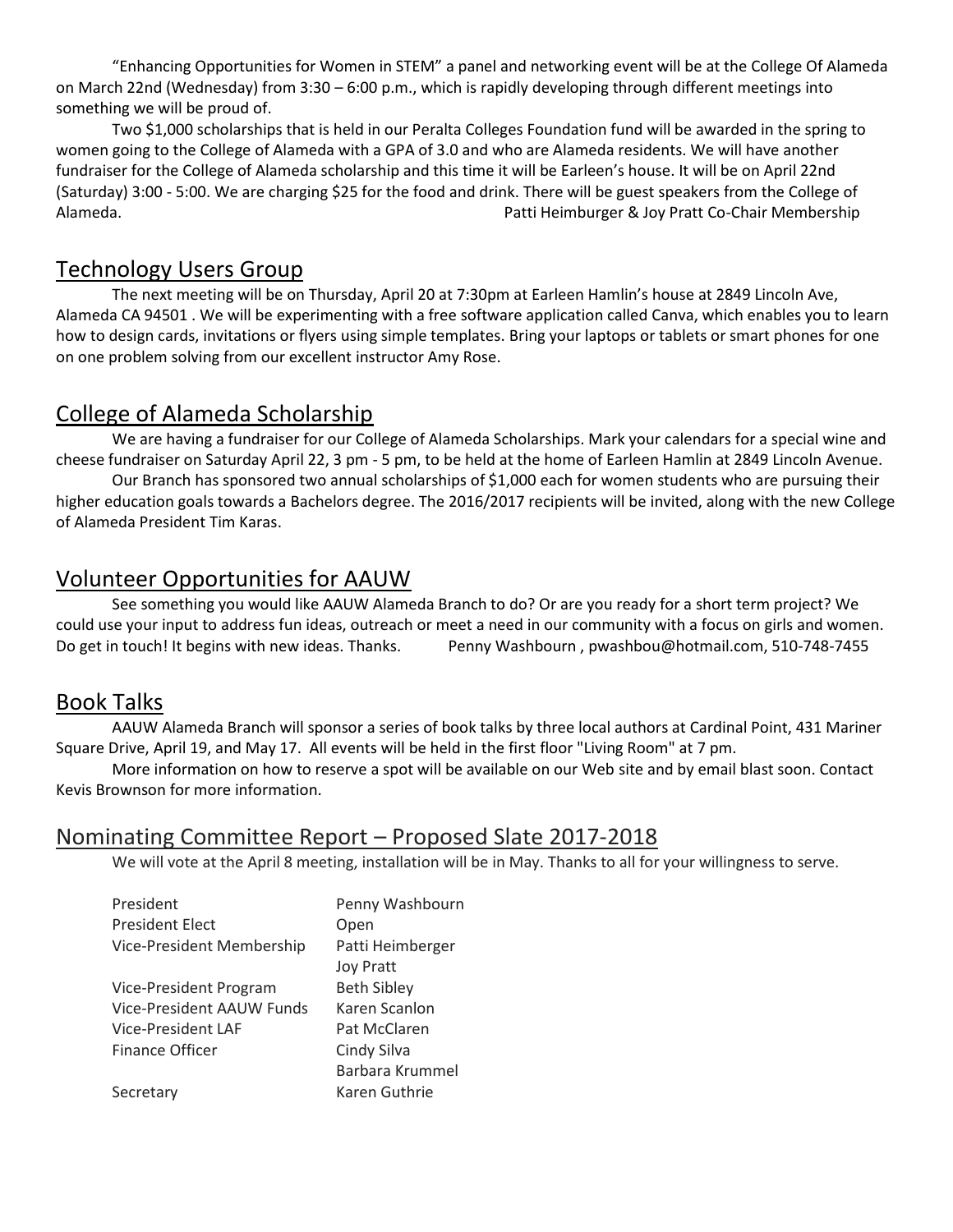"Enhancing Opportunities for Women in STEM" a panel and networking event will be at the College Of Alameda on March 22nd (Wednesday) from 3:30 – 6:00 p.m., which is rapidly developing through different meetings into something we will be proud of.

Two $1,000 scholarships that is held in our Peralta Colleges Foundation fund will be awarded in the spring to women going to the College of Alameda with a GPA of 3.0 and who are Alameda residents. We will have another fundraiser for the College of Alameda scholarship and this time it will be Earleen's house. It will be on April 22nd (Saturday) 3:00 - 5:00. We are charging $25 for the food and drink. There will be guest speakers from the College of Alameda.

Patti Heimburger & Joy Pratt Co-Chair Membership

## Technology Users Group

The next meeting will be on Thursday, April 20 at 7:30pm at Earleen Hamlin's house at 2849 Lincoln Ave, Alameda CA 94501 . We will be experimenting with a free software application called Canva, which enables you to learn how to design cards, invitations or flyers using simple templates. Bring your laptops or tablets or smart phones for one on one problem solving from our excellent instructor Amy Rose.

## College of Alameda Scholarship

We are having a fundraiser for our College of Alameda Scholarships. Mark your calendars for a special wine and cheese fundraiser on Saturday April 22, 3 pm - 5 pm, to be held at the home of Earleen Hamlin at 2849 Lincoln Avenue.

Our Branch has sponsored two annual scholarships of $1,000 each for women students who are pursuing their higher education goals towards a Bachelors degree. The 2016/2017 recipients will be invited, along with the new College of Alameda President Tim Karas.

## Volunteer Opportunities for AAUW

See something you would like AAUW Alameda Branch to do? Or are you ready for a short term project? We could use your input to address fun ideas, outreach or meet a need in our community with a focus on girls and women. Do get in touch! It begins with new ideas. Thanks. Penny Washbourn , pwashbou@hotmail.com, 510-748-7455

## Book Talks

AAUW Alameda Branch will sponsor a series of book talks by three local authors at Cardinal Point, 431 Mariner Square Drive, April 19, and May 17. All events will be held in the first floor "Living Room" at 7 pm.

More information on how to reserve a spot will be available on our Web site and by email blast soon. Contact Kevis Brownson for more information.

## Nominating Committee Report – Proposed Slate 2017-2018

We will vote at the April 8 meeting, installation will be in May. Thanks to all for your willingness to serve.

| | |
|---|---|
| President | Penny Washbourn |
| President Elect | Open |
| Vice-President Membership | Patti Heimberger |
| | Joy Pratt |
| Vice-President Program | Beth Sibley |
| Vice-President AAUW Funds | Karen Scanlon |
| Vice-President LAF | Pat McClaren |
| Finance Officer | Cindy Silva |
| | Barbara Krummel |
| Secretary | Karen Guthrie |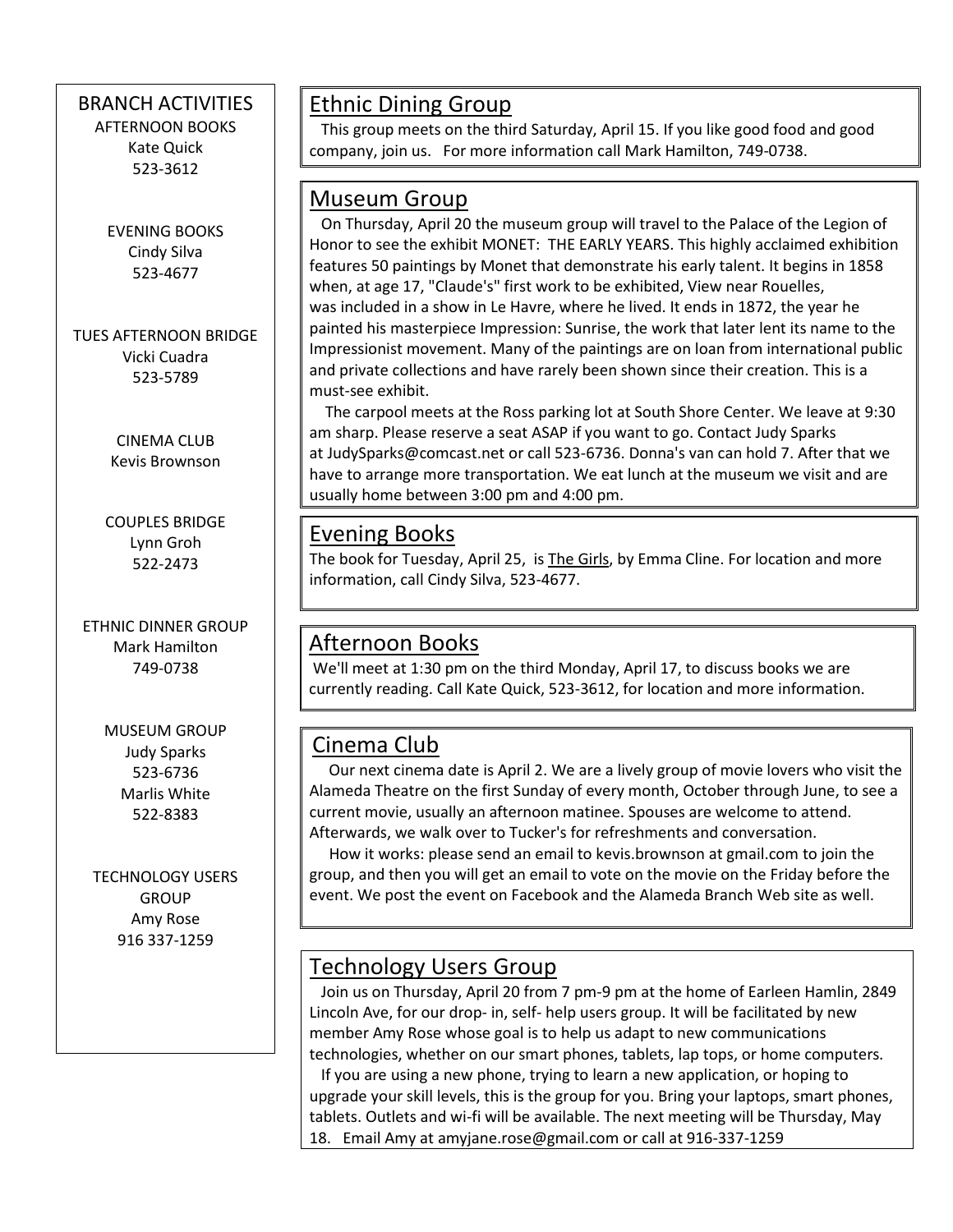## BRANCH ACTIVITIES

AFTERNOON BOOKS
Kate Quick
523-3612

EVENING BOOKS
Cindy Silva
523-4677

TUES AFTERNOON BRIDGE
Vicki Cuadra
523-5789

CINEMA CLUB
Kevis Brownson

COUPLES BRIDGE
Lynn Groh
522-2473

ETHNIC DINNER GROUP
Mark Hamilton
749-0738

MUSEUM GROUP
Judy Sparks
523-6736
Marlis White
522-8383

TECHNOLOGY USERS GROUP
Amy Rose
916 337-1259

## Ethnic Dining Group

This group meets on the third Saturday, April 15. If you like good food and good company, join us. For more information call Mark Hamilton, 749-0738.

## Museum Group

On Thursday, April 20 the museum group will travel to the Palace of the Legion of Honor to see the exhibit MONET: THE EARLY YEARS. This highly acclaimed exhibition features 50 paintings by Monet that demonstrate his early talent. It begins in 1858 when, at age 17, "Claude's" first work to be exhibited, View near Rouelles, was included in a show in Le Havre, where he lived. It ends in 1872, the year he painted his masterpiece Impression: Sunrise, the work that later lent its name to the Impressionist movement. Many of the paintings are on loan from international public and private collections and have rarely been shown since their creation. This is a must-see exhibit.

The carpool meets at the Ross parking lot at South Shore Center. We leave at 9:30 am sharp. Please reserve a seat ASAP if you want to go. Contact Judy Sparks at JudySparks@comcast.net or call 523-6736. Donna's van can hold 7. After that we have to arrange more transportation. We eat lunch at the museum we visit and are usually home between 3:00 pm and 4:00 pm.

## Evening Books

The book for Tuesday, April 25, is The Girls, by Emma Cline. For location and more information, call Cindy Silva, 523-4677.

## Afternoon Books

We'll meet at 1:30 pm on the third Monday, April 17, to discuss books we are currently reading. Call Kate Quick, 523-3612, for location and more information.

## Cinema Club

Our next cinema date is April 2. We are a lively group of movie lovers who visit the Alameda Theatre on the first Sunday of every month, October through June, to see a current movie, usually an afternoon matinee. Spouses are welcome to attend. Afterwards, we walk over to Tucker's for refreshments and conversation.

How it works: please send an email to kevis.brownson at gmail.com to join the group, and then you will get an email to vote on the movie on the Friday before the event. We post the event on Facebook and the Alameda Branch Web site as well.

## Technology Users Group

Join us on Thursday, April 20 from 7 pm-9 pm at the home of Earleen Hamlin, 2849 Lincoln Ave, for our drop- in, self- help users group. It will be facilitated by new member Amy Rose whose goal is to help us adapt to new communications technologies, whether on our smart phones, tablets, lap tops, or home computers.

If you are using a new phone, trying to learn a new application, or hoping to upgrade your skill levels, this is the group for you. Bring your laptops, smart phones, tablets. Outlets and wi-fi will be available. The next meeting will be Thursday, May 18. Email Amy at amyjane.rose@gmail.com or call at 916-337-1259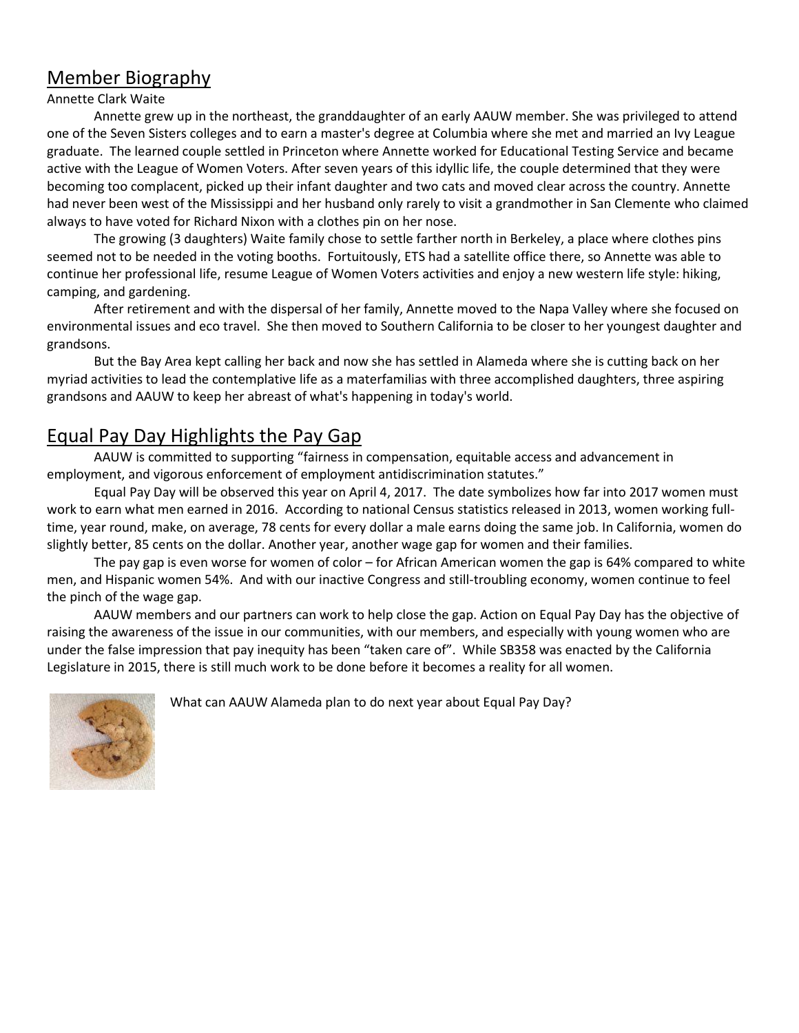## Member Biography

Annette Clark Waite

Annette grew up in the northeast, the granddaughter of an early AAUW member. She was privileged to attend one of the Seven Sisters colleges and to earn a master's degree at Columbia where she met and married an Ivy League graduate. The learned couple settled in Princeton where Annette worked for Educational Testing Service and became active with the League of Women Voters. After seven years of this idyllic life, the couple determined that they were becoming too complacent, picked up their infant daughter and two cats and moved clear across the country. Annette had never been west of the Mississippi and her husband only rarely to visit a grandmother in San Clemente who claimed always to have voted for Richard Nixon with a clothes pin on her nose.

The growing (3 daughters) Waite family chose to settle farther north in Berkeley, a place where clothes pins seemed not to be needed in the voting booths. Fortuitously, ETS had a satellite office there, so Annette was able to continue her professional life, resume League of Women Voters activities and enjoy a new western life style: hiking, camping, and gardening.

After retirement and with the dispersal of her family, Annette moved to the Napa Valley where she focused on environmental issues and eco travel. She then moved to Southern California to be closer to her youngest daughter and grandsons.

But the Bay Area kept calling her back and now she has settled in Alameda where she is cutting back on her myriad activities to lead the contemplative life as a materfamilias with three accomplished daughters, three aspiring grandsons and AAUW to keep her abreast of what's happening in today's world.

## Equal Pay Day Highlights the Pay Gap

AAUW is committed to supporting "fairness in compensation, equitable access and advancement in employment, and vigorous enforcement of employment antidiscrimination statutes."

Equal Pay Day will be observed this year on April 4, 2017. The date symbolizes how far into 2017 women must work to earn what men earned in 2016. According to national Census statistics released in 2013, women working full-time, year round, make, on average, 78 cents for every dollar a male earns doing the same job. In California, women do slightly better, 85 cents on the dollar. Another year, another wage gap for women and their families.

The pay gap is even worse for women of color – for African American women the gap is 64% compared to white men, and Hispanic women 54%. And with our inactive Congress and still-troubling economy, women continue to feel the pinch of the wage gap.

AAUW members and our partners can work to help close the gap. Action on Equal Pay Day has the objective of raising the awareness of the issue in our communities, with our members, and especially with young women who are under the false impression that pay inequity has been "taken care of". While SB358 was enacted by the California Legislature in 2015, there is still much work to be done before it becomes a reality for all women.

What can AAUW Alameda plan to do next year about Equal Pay Day?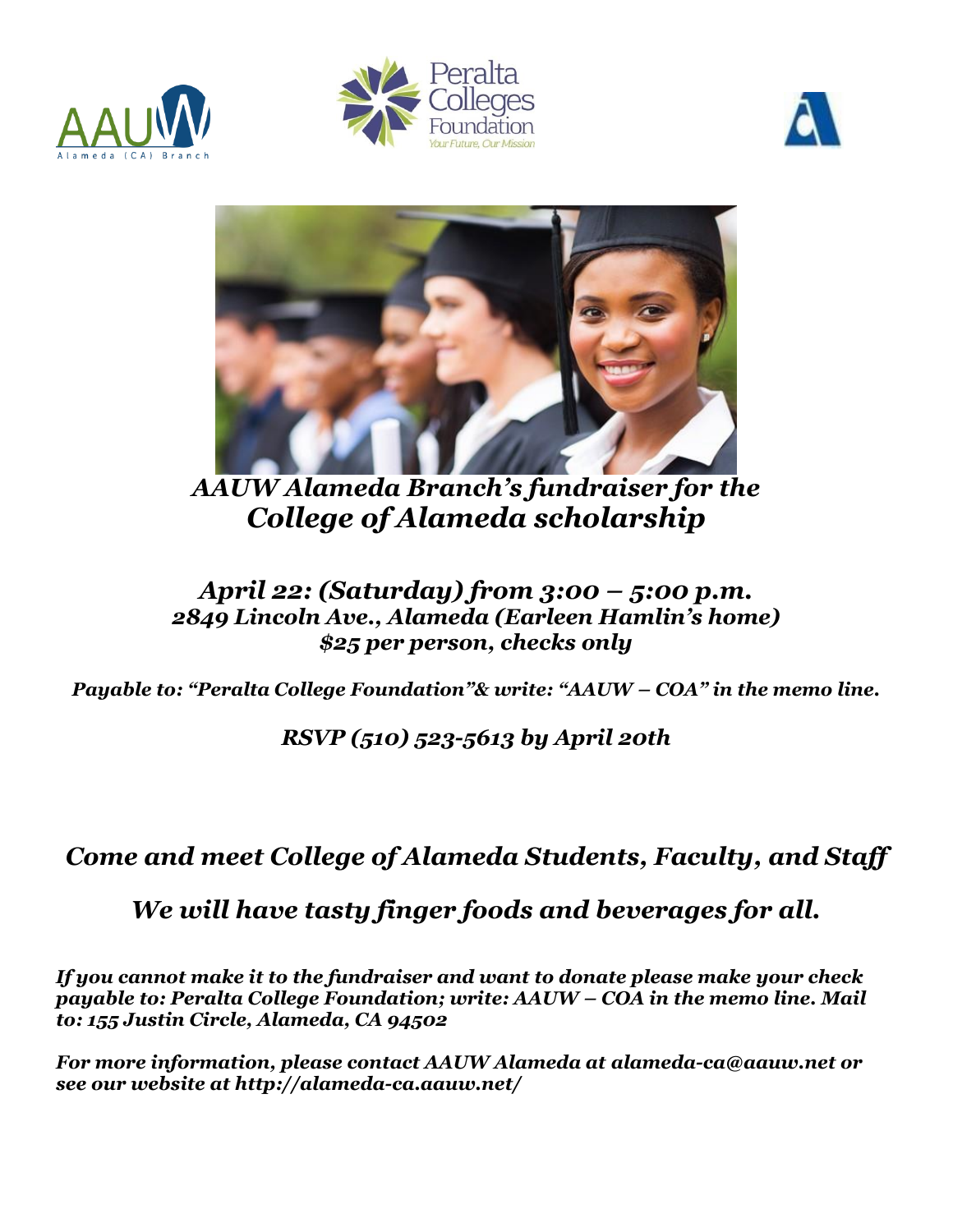*AAUW Alameda Branch's fundraiser for the*
## *College of Alameda scholarship*

### *April 22: (Saturday) from 3:00 – 5:00 p.m.*
***2849 Lincoln Ave., Alameda (Earleen Hamlin's home)***
***$25 per person, checks only***

***Payable to: "Peralta College Foundation"& write: "AAUW – COA" in the memo line.***

***RSVP (510) 523-5613 by April 20th***

### *Come and meet College of Alameda Students, Faculty, and Staff*

### *We will have tasty finger foods and beverages for all.*

***If you cannot make it to the fundraiser and want to donate please make your check payable to: Peralta College Foundation; write: AAUW – COA in the memo line. Mail to: 155 Justin Circle, Alameda, CA 94502***

***For more information, please contact AAUW Alameda at alameda-ca@aauw.net or see our website at http://alameda-ca.aauw.net/***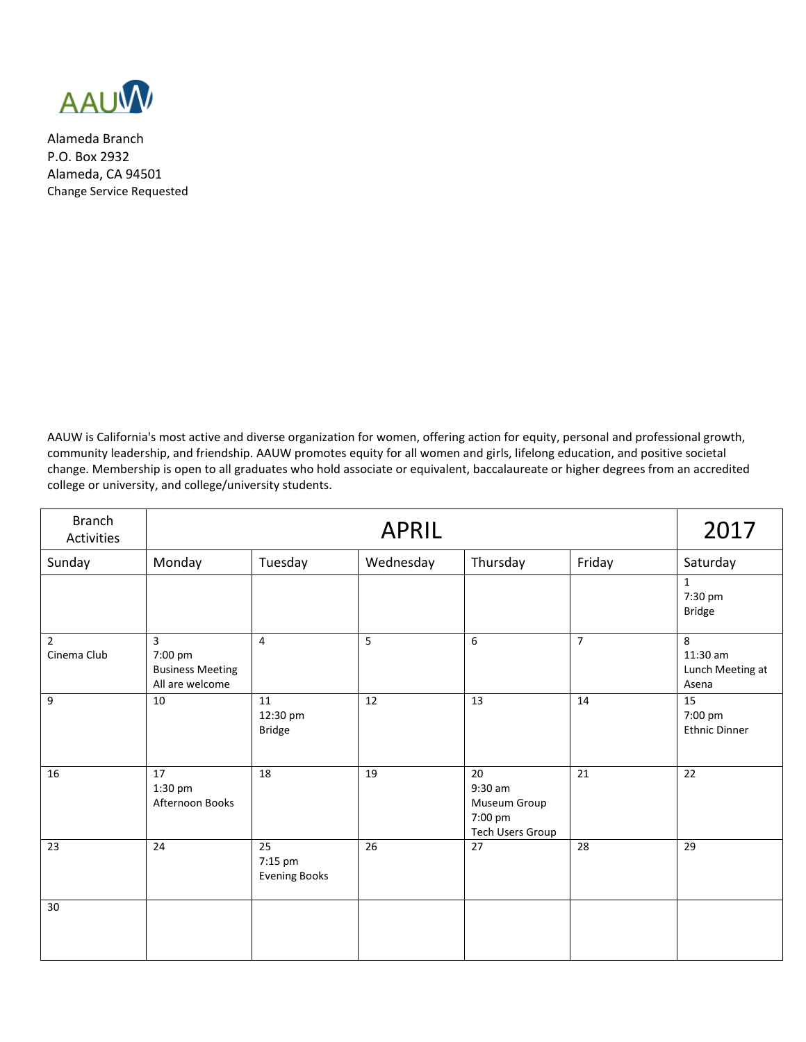AAUW

Alameda Branch
P.O. Box 2932
Alameda, CA 94501
Change Service Requested

AAUW is California's most active and diverse organization for women, offering action for equity, personal and professional growth, community leadership, and friendship. AAUW promotes equity for all women and girls, lifelong education, and positive societal change. Membership is open to all graduates who hold associate or equivalent, baccalaureate or higher degrees from an accredited college or university, and college/university students.

| Branch Activities | APRIL | | | | | 2017 |
|---|---|---|---|---|---|---|
| Sunday | Monday | Tuesday | Wednesday | Thursday | Friday | Saturday |
| | | | | | | 1<br>7:30 pm<br>Bridge |
| 2<br>Cinema Club | 3<br>7:00 pm<br>Business Meeting<br>All are welcome | 4 | 5 | 6 | 7 | 8<br>11:30 am<br>Lunch Meeting at Asena |
| 9 | 10 | 11<br>12:30 pm<br>Bridge | 12 | 13 | 14 | 15<br>7:00 pm<br>Ethnic Dinner |
| 16 | 17<br>1:30 pm<br>Afternoon Books | 18 | 19 | 20<br>9:30 am<br>Museum Group<br>7:00 pm<br>Tech Users Group | 21 | 22 |
| 23 | 24 | 25<br>7:15 pm<br>Evening Books | 26 | 27 | 28 | 29 |
| 30 | | | | | | |